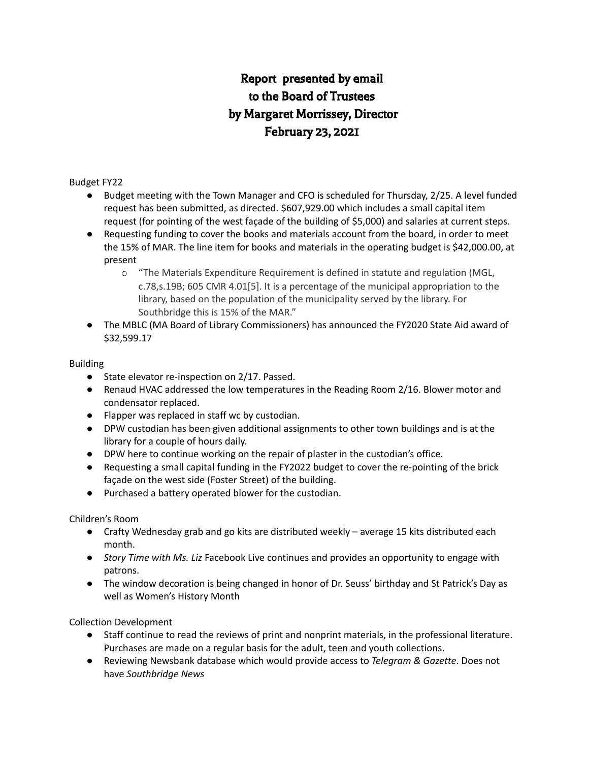# Report presented by email to the Board of Trustees by Margaret Morrissey, Director February 23, 2021

Budget FY22

- Budget meeting with the Town Manager and CFO is scheduled for Thursday, 2/25. A level funded request has been submitted, as directed. $607,929.00 which includes a small capital item request (for pointing of the west façade of the building of $5,000) and salaries at current steps.
- Requesting funding to cover the books and materials account from the board, in order to meet the 15% of MAR. The line item for books and materials in the operating budget is $42,000.00, at present
  - "The Materials Expenditure Requirement is defined in statute and regulation (MGL, c.78,s.19B; 605 CMR 4.01[5]. It is a percentage of the municipal appropriation to the library, based on the population of the municipality served by the library. For Southbridge this is 15% of the MAR."
- The MBLC (MA Board of Library Commissioners) has announced the FY2020 State Aid award of $32,599.17

Building

- State elevator re-inspection on 2/17. Passed.
- Renaud HVAC addressed the low temperatures in the Reading Room 2/16. Blower motor and condensator replaced.
- Flapper was replaced in staff wc by custodian.
- DPW custodian has been given additional assignments to other town buildings and is at the library for a couple of hours daily.
- DPW here to continue working on the repair of plaster in the custodian's office.
- Requesting a small capital funding in the FY2022 budget to cover the re-pointing of the brick façade on the west side (Foster Street) of the building.
- Purchased a battery operated blower for the custodian.

Children's Room

- Crafty Wednesday grab and go kits are distributed weekly – average 15 kits distributed each month.
- *Story Time with Ms. Liz* Facebook Live continues and provides an opportunity to engage with patrons.
- The window decoration is being changed in honor of Dr. Seuss' birthday and St Patrick's Day as well as Women's History Month

Collection Development

- Staff continue to read the reviews of print and nonprint materials, in the professional literature. Purchases are made on a regular basis for the adult, teen and youth collections.
- Reviewing Newsbank database which would provide access to *Telegram & Gazette*. Does not have *Southbridge News*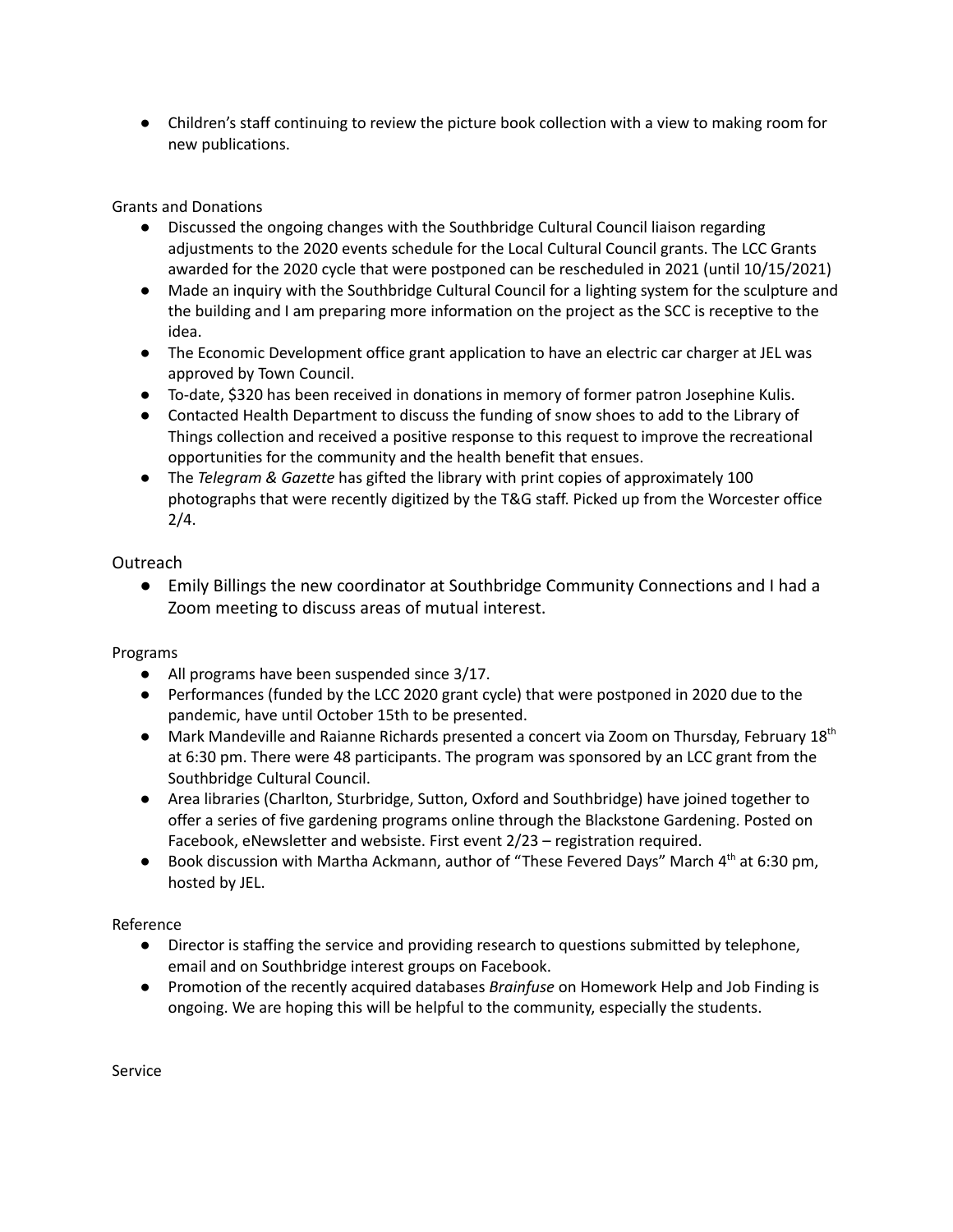- Children's staff continuing to review the picture book collection with a view to making room for new publications.

Grants and Donations

- Discussed the ongoing changes with the Southbridge Cultural Council liaison regarding adjustments to the 2020 events schedule for the Local Cultural Council grants. The LCC Grants awarded for the 2020 cycle that were postponed can be rescheduled in 2021 (until 10/15/2021)
- Made an inquiry with the Southbridge Cultural Council for a lighting system for the sculpture and the building and I am preparing more information on the project as the SCC is receptive to the idea.
- The Economic Development office grant application to have an electric car charger at JEL was approved by Town Council.
- To-date, $320 has been received in donations in memory of former patron Josephine Kulis.
- Contacted Health Department to discuss the funding of snow shoes to add to the Library of Things collection and received a positive response to this request to improve the recreational opportunities for the community and the health benefit that ensues.
- The *Telegram & Gazette* has gifted the library with print copies of approximately 100 photographs that were recently digitized by the T&G staff. Picked up from the Worcester office 2/4.

Outreach

- Emily Billings the new coordinator at Southbridge Community Connections and I had a Zoom meeting to discuss areas of mutual interest.

Programs

- All programs have been suspended since 3/17.
- Performances (funded by the LCC 2020 grant cycle) that were postponed in 2020 due to the pandemic, have until October 15th to be presented.
- Mark Mandeville and Raianne Richards presented a concert via Zoom on Thursday, February 18th at 6:30 pm. There were 48 participants. The program was sponsored by an LCC grant from the Southbridge Cultural Council.
- Area libraries (Charlton, Sturbridge, Sutton, Oxford and Southbridge) have joined together to offer a series of five gardening programs online through the Blackstone Gardening. Posted on Facebook, eNewsletter and websiste. First event 2/23 – registration required.
- Book discussion with Martha Ackmann, author of "These Fevered Days" March 4th at 6:30 pm, hosted by JEL.

Reference

- Director is staffing the service and providing research to questions submitted by telephone, email and on Southbridge interest groups on Facebook.
- Promotion of the recently acquired databases *Brainfuse* on Homework Help and Job Finding is ongoing. We are hoping this will be helpful to the community, especially the students.

Service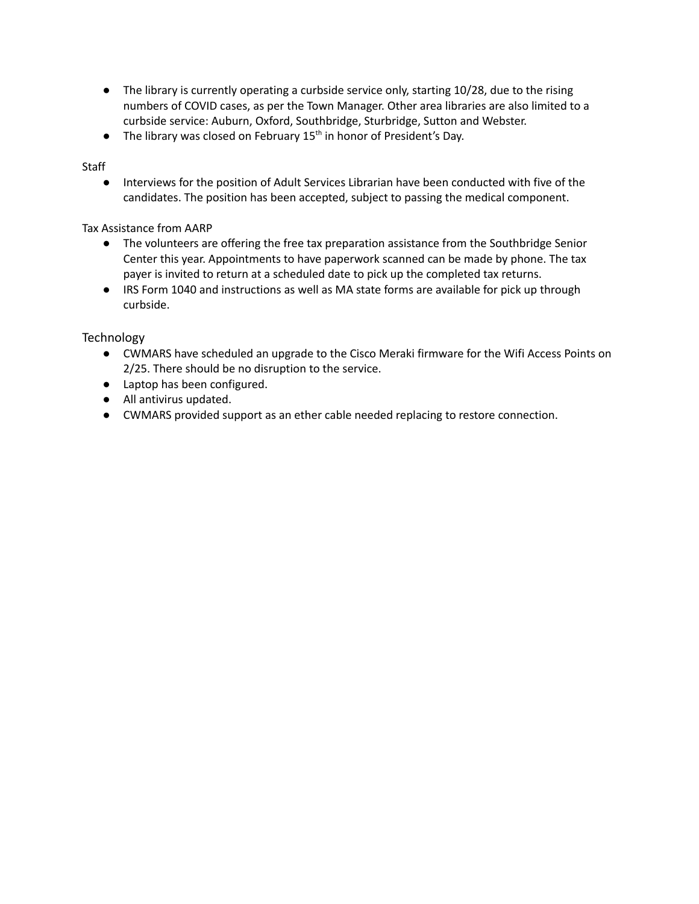- The library is currently operating a curbside service only, starting 10/28, due to the rising numbers of COVID cases, as per the Town Manager. Other area libraries are also limited to a curbside service: Auburn, Oxford, Southbridge, Sturbridge, Sutton and Webster.
- The library was closed on February 15th in honor of President's Day.

Staff

- Interviews for the position of Adult Services Librarian have been conducted with five of the candidates. The position has been accepted, subject to passing the medical component.

Tax Assistance from AARP

- The volunteers are offering the free tax preparation assistance from the Southbridge Senior Center this year. Appointments to have paperwork scanned can be made by phone. The tax payer is invited to return at a scheduled date to pick up the completed tax returns.
- IRS Form 1040 and instructions as well as MA state forms are available for pick up through curbside.

## Technology

- CWMARS have scheduled an upgrade to the Cisco Meraki firmware for the Wifi Access Points on 2/25. There should be no disruption to the service.
- Laptop has been configured.
- All antivirus updated.
- CWMARS provided support as an ether cable needed replacing to restore connection.